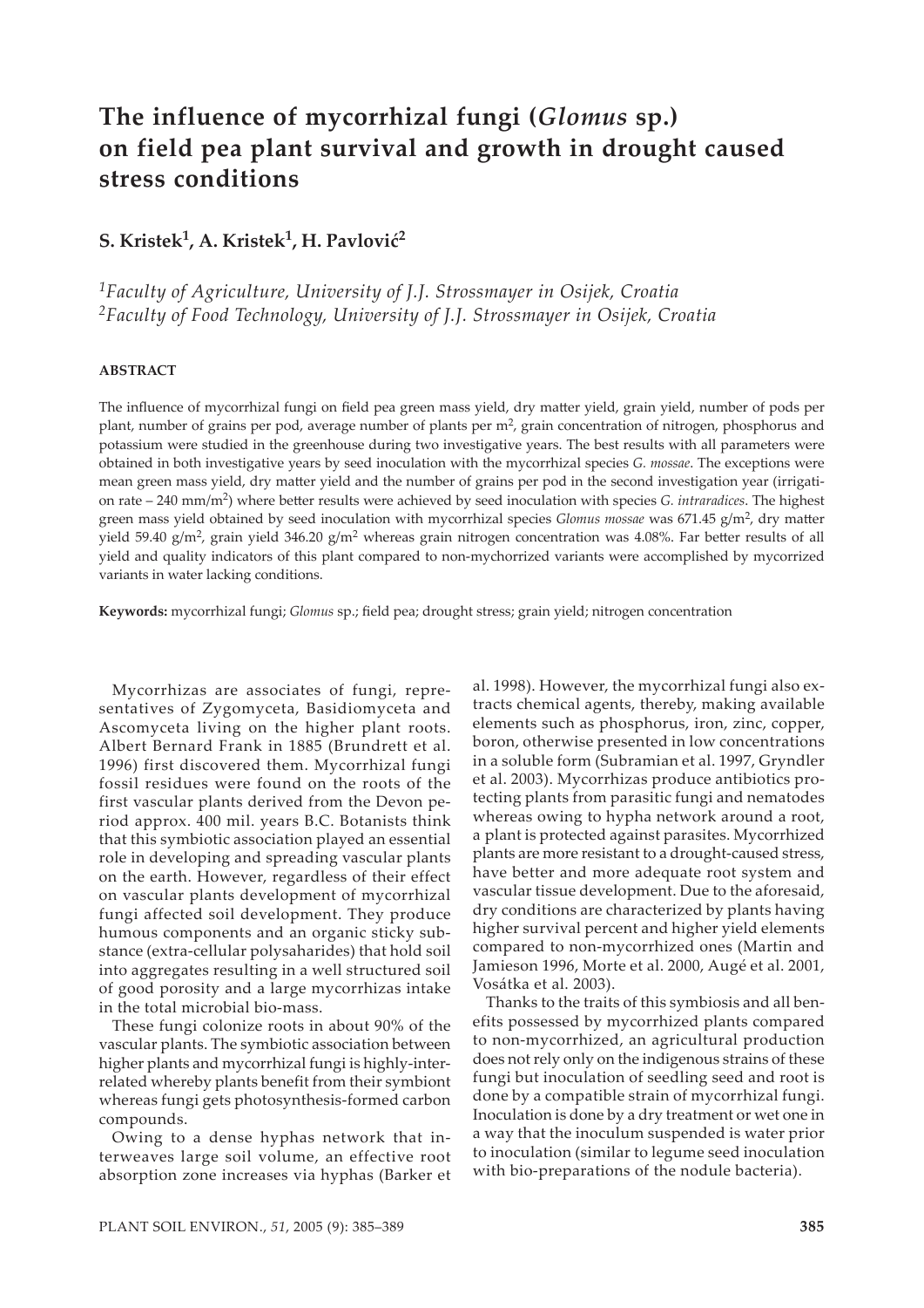# The influence of mycorrhizal fungi (*Glomus* sp.) on field pea plant survival and growth in drought caused stress conditions

**S. Kristek[1], A. Kristek[1], H. Pavlović[2]**

*[1]Faculty of Agriculture, University of J.J. Strossmayer in Osijek, Croatia*
*[2]Faculty of Food Technology, University of J.J. Strossmayer in Osijek, Croatia*

#### ABSTRACT

The influence of mycorrhizal fungi on field pea green mass yield, dry matter yield, grain yield, number of pods per plant, number of grains per pod, average number of plants per $m^2$, grain concentration of nitrogen, phosphorus and potassium were studied in the greenhouse during two investigative years. The best results with all parameters were obtained in both investigative years by seed inoculation with the mycorrhizal species *G. mossae*. The exceptions were mean green mass yield, dry matter yield and the number of grains per pod in the second investigation year (irrigation rate – 240 mm/$m^2$) where better results were achieved by seed inoculation with species *G. intraradices*. The highest green mass yield obtained by seed inoculation with mycorrhizal species *Glomus mossae* was 671.45 g/$m^2$, dry matter yield 59.40 g/$m^2$, grain yield 346.20 g/$m^2$ whereas grain nitrogen concentration was 4.08%. Far better results of all yield and quality indicators of this plant compared to non-mychorrized variants were accomplished by mycorrized variants in water lacking conditions.

**Keywords:** mycorrhizal fungi; *Glomus* sp.; field pea; drought stress; grain yield; nitrogen concentration

Mycorrhizas are associates of fungi, representatives of Zygomyceta, Basidiomyceta and Ascomyceta living on the higher plant roots. Albert Bernard Frank in 1885 (Brundrett et al. 1996) first discovered them. Mycorrhizal fungi fossil residues were found on the roots of the first vascular plants derived from the Devon period approx. 400 mil. years B.C. Botanists think that this symbiotic association played an essential role in developing and spreading vascular plants on the earth. However, regardless of their effect on vascular plants development of mycorrhizal fungi affected soil development. They produce humous components and an organic sticky substance (extra-cellular polysaharides) that hold soil into aggregates resulting in a well structured soil of good porosity and a large mycorrhizas intake in the total microbial bio-mass.

These fungi colonize roots in about 90% of the vascular plants. The symbiotic association between higher plants and mycorrhizal fungi is highly-interrelated whereby plants benefit from their symbiont whereas fungi gets photosynthesis-formed carbon compounds.

Owing to a dense hyphas network that interweaves large soil volume, an effective root absorption zone increases via hyphas (Barker et al. 1998). However, the mycorrhizal fungi also extracts chemical agents, thereby, making available elements such as phosphorus, iron, zinc, copper, boron, otherwise presented in low concentrations in a soluble form (Subramian et al. 1997, Gryndler et al. 2003). Mycorrhizas produce antibiotics protecting plants from parasitic fungi and nematodes whereas owing to hypha network around a root, a plant is protected against parasites. Mycorrhized plants are more resistant to a drought-caused stress, have better and more adequate root system and vascular tissue development. Due to the aforesaid, dry conditions are characterized by plants having higher survival percent and higher yield elements compared to non-mycorrhized ones (Martin and Jamieson 1996, Morte et al. 2000, Augé et al. 2001, Vosátka et al. 2003).

Thanks to the traits of this symbiosis and all benefits possessed by mycorrhized plants compared to non-mycorrhized, an agricultural production does not rely only on the indigenous strains of these fungi but inoculation of seedling seed and root is done by a compatible strain of mycorrhizal fungi. Inoculation is done by a dry treatment or wet one in a way that the inoculum suspended is water prior to inoculation (similar to legume seed inoculation with bio-preparations of the nodule bacteria).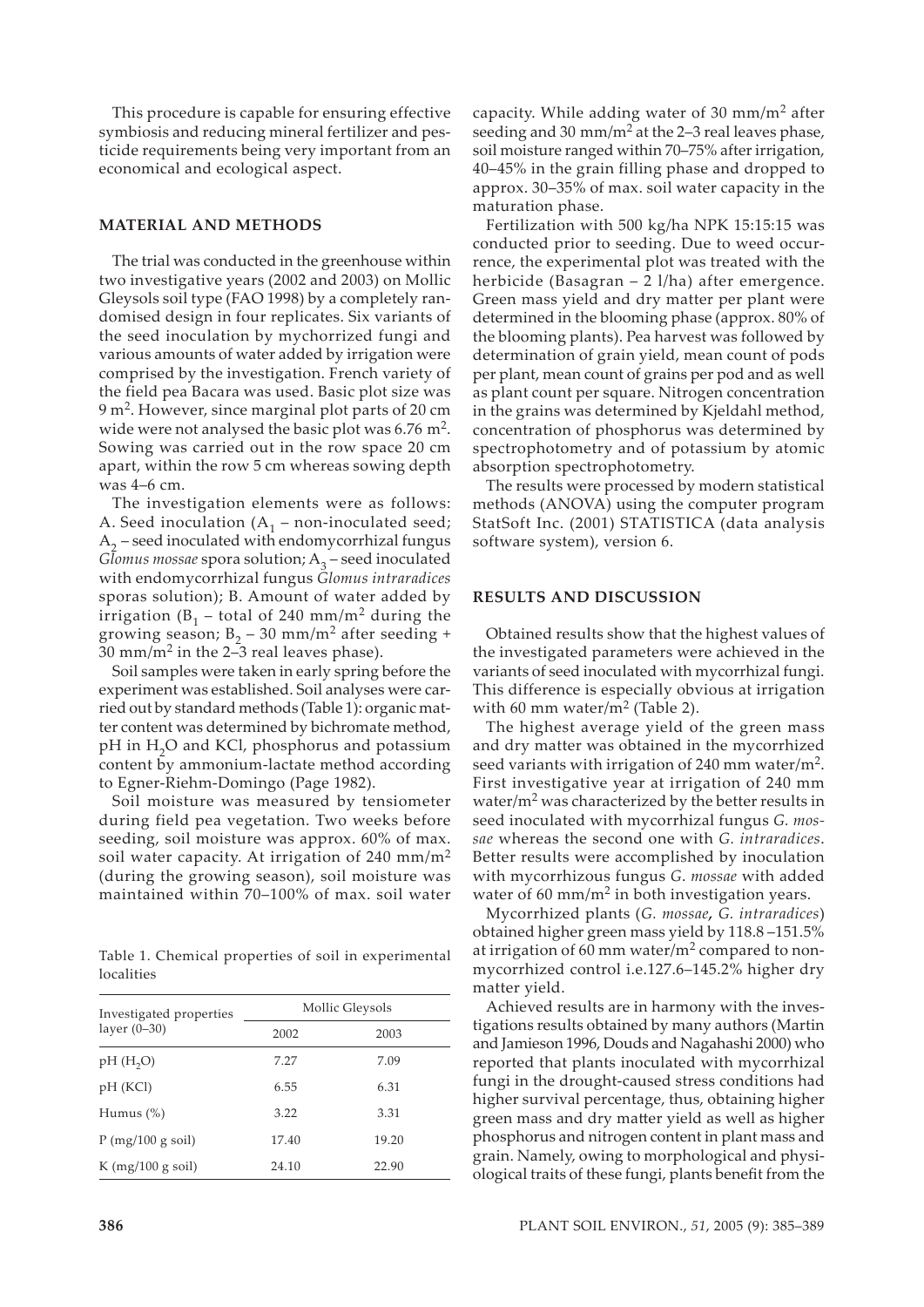This procedure is capable for ensuring effective symbiosis and reducing mineral fertilizer and pesticide requirements being very important from an economical and ecological aspect.

## MATERIAL AND METHODS

The trial was conducted in the greenhouse within two investigative years (2002 and 2003) on Mollic Gleysols soil type (FAO 1998) by a completely randomised design in four replicates. Six variants of the seed inoculation by mychorrized fungi and various amounts of water added by irrigation were comprised by the investigation. French variety of the field pea Bacara was used. Basic plot size was 9 m$^2$. However, since marginal plot parts of 20 cm wide were not analysed the basic plot was 6.76 m$^2$. Sowing was carried out in the row space 20 cm apart, within the row 5 cm whereas sowing depth was 4–6 cm.

The investigation elements were as follows: A. Seed inoculation ($A_1$ – non-inoculated seed; $A_2$ – seed inoculated with endomycorrhizal fungus *Glomus mossae* spora solution; $A_3$ – seed inoculated with endomycorrhizal fungus *Glomus intraradices* sporas solution); B. Amount of water added by irrigation ($B_1$ – total of 240 mm/m$^2$ during the growing season; $B_2$ – 30 mm/m$^2$ after seeding + 30 mm/m$^2$ in the 2–3 real leaves phase).

Soil samples were taken in early spring before the experiment was established. Soil analyses were carried out by standard methods (Table 1): organic matter content was determined by bichromate method, pH in $H_2O$ and KCl, phosphorus and potassium content by ammonium-lactate method according to Egner-Riehm-Domingo (Page 1982).

Soil moisture was measured by tensiometer during field pea vegetation. Two weeks before seeding, soil moisture was approx. 60% of max. soil water capacity. At irrigation of 240 mm/m$^2$ (during the growing season), soil moisture was maintained within 70–100% of max. soil water capacity. While adding water of 30 mm/m$^2$ after seeding and 30 mm/m$^2$ at the 2–3 real leaves phase, soil moisture ranged within 70–75% after irrigation, 40–45% in the grain filling phase and dropped to approx. 30–35% of max. soil water capacity in the maturation phase.

Fertilization with 500 kg/ha NPK 15:15:15 was conducted prior to seeding. Due to weed occurrence, the experimental plot was treated with the herbicide (Basagran – 2 l/ha) after emergence. Green mass yield and dry matter per plant were determined in the blooming phase (approx. 80% of the blooming plants). Pea harvest was followed by determination of grain yield, mean count of pods per plant, mean count of grains per pod and as well as plant count per square. Nitrogen concentration in the grains was determined by Kjeldahl method, concentration of phosphorus was determined by spectrophotometry and of potassium by atomic absorption spectrophotometry.

The results were processed by modern statistical methods (ANOVA) using the computer program StatSoft Inc. (2001) STATISTICA (data analysis software system), version 6.

Table 1. Chemical properties of soil in experimental localities

| Investigated properties layer (0–30) | Mollic Gleysols | |
|---|---|---|
| | 2002 | 2003 |
| pH ($H_2O$) | 7.27 | 7.09 |
| pH (KCl) | 6.55 | 6.31 |
| Humus (%) | 3.22 | 3.31 |
| P (mg/100 g soil) | 17.40 | 19.20 |
| K (mg/100 g soil) | 24.10 | 22.90 |

## RESULTS AND DISCUSSION

Obtained results show that the highest values of the investigated parameters were achieved in the variants of seed inoculated with mycorrhizal fungi. This difference is especially obvious at irrigation with 60 mm water/m$^2$ (Table 2).

The highest average yield of the green mass and dry matter was obtained in the mycorrhized seed variants with irrigation of 240 mm water/m$^2$. First investigative year at irrigation of 240 mm water/m$^2$ was characterized by the better results in seed inoculated with mycorrhizal fungus *G. mossae* whereas the second one with *G. intraradices*. Better results were accomplished by inoculation with mycorrhizous fungus *G. mossae* with added water of 60 mm/m$^2$ in both investigation years.

Mycorrhized plants (*G. mossae*, *G. intraradices*) obtained higher green mass yield by 118.8 –151.5% at irrigation of 60 mm water/m$^2$ compared to non-mycorrhized control i.e.127.6–145.2% higher dry matter yield.

Achieved results are in harmony with the investigations results obtained by many authors (Martin and Jamieson 1996, Douds and Nagahashi 2000) who reported that plants inoculated with mycorrhizal fungi in the drought-caused stress conditions had higher survival percentage, thus, obtaining higher green mass and dry matter yield as well as higher phosphorus and nitrogen content in plant mass and grain. Namely, owing to morphological and physiological traits of these fungi, plants benefit from the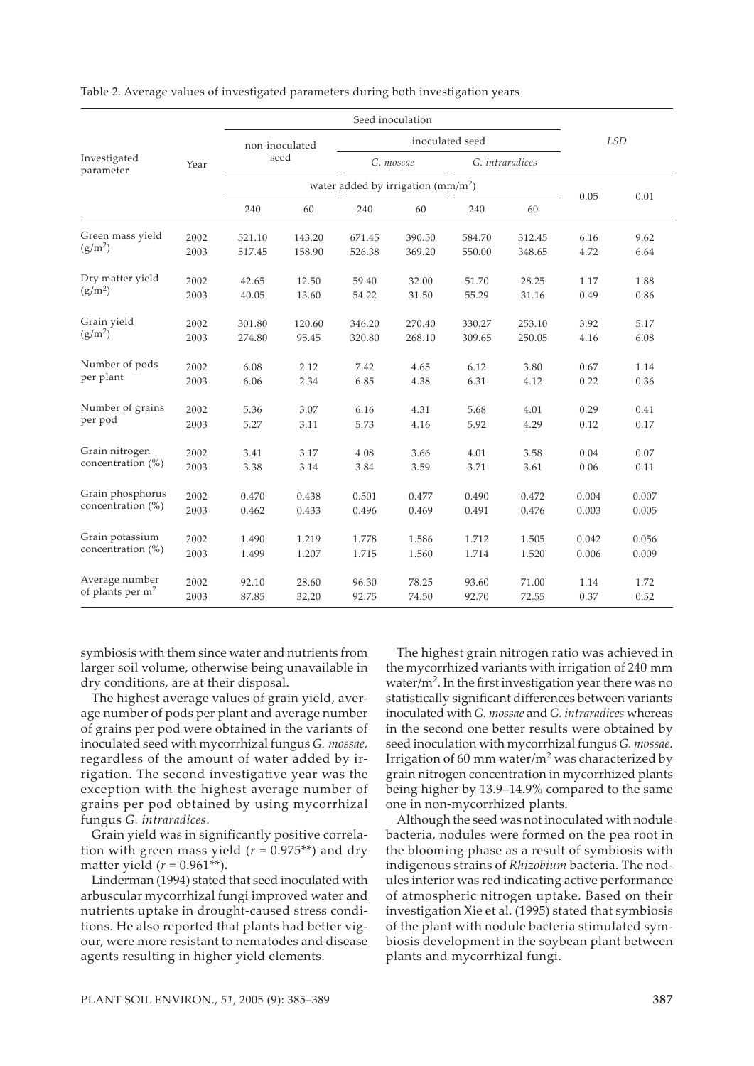Table 2. Average values of investigated parameters during both investigation years

| Investigated parameter | Year | Seed inoculation | | | | | | *LSD* | |
|---|---|---|---|---|---|---|---|---|---|
| | | non-inoculated seed | | inoculated seed | | | | | |
| | | | | *G. mossae* | | *G. intraradices* | | | |
| | | water added by irrigation ($mm/m^2$) | | | | | | 0.05 | 0.01 |
| | | 240 | 60 | 240 | 60 | 240 | 60 | | |
| Green mass yield ($g/m^2$) | 2002 | 521.10 | 143.20 | 671.45 | 390.50 | 584.70 | 312.45 | 6.16 | 9.62 |
| | 2003 | 517.45 | 158.90 | 526.38 | 369.20 | 550.00 | 348.65 | 4.72 | 6.64 |
| Dry matter yield ($g/m^2$) | 2002 | 42.65 | 12.50 | 59.40 | 32.00 | 51.70 | 28.25 | 1.17 | 1.88 |
| | 2003 | 40.05 | 13.60 | 54.22 | 31.50 | 55.29 | 31.16 | 0.49 | 0.86 |
| Grain yield ($g/m^2$) | 2002 | 301.80 | 120.60 | 346.20 | 270.40 | 330.27 | 253.10 | 3.92 | 5.17 |
| | 2003 | 274.80 | 95.45 | 320.80 | 268.10 | 309.65 | 250.05 | 4.16 | 6.08 |
| Number of pods per plant | 2002 | 6.08 | 2.12 | 7.42 | 4.65 | 6.12 | 3.80 | 0.67 | 1.14 |
| | 2003 | 6.06 | 2.34 | 6.85 | 4.38 | 6.31 | 4.12 | 0.22 | 0.36 |
| Number of grains per pod | 2002 | 5.36 | 3.07 | 6.16 | 4.31 | 5.68 | 4.01 | 0.29 | 0.41 |
| | 2003 | 5.27 | 3.11 | 5.73 | 4.16 | 5.92 | 4.29 | 0.12 | 0.17 |
| Grain nitrogen concentration (%) | 2002 | 3.41 | 3.17 | 4.08 | 3.66 | 4.01 | 3.58 | 0.04 | 0.07 |
| | 2003 | 3.38 | 3.14 | 3.84 | 3.59 | 3.71 | 3.61 | 0.06 | 0.11 |
| Grain phosphorus concentration (%) | 2002 | 0.470 | 0.438 | 0.501 | 0.477 | 0.490 | 0.472 | 0.004 | 0.007 |
| | 2003 | 0.462 | 0.433 | 0.496 | 0.469 | 0.491 | 0.476 | 0.003 | 0.005 |
| Grain potassium concentration (%) | 2002 | 1.490 | 1.219 | 1.778 | 1.586 | 1.712 | 1.505 | 0.042 | 0.056 |
| | 2003 | 1.499 | 1.207 | 1.715 | 1.560 | 1.714 | 1.520 | 0.006 | 0.009 |
| Average number of plants per $m^2$ | 2002 | 92.10 | 28.60 | 96.30 | 78.25 | 93.60 | 71.00 | 1.14 | 1.72 |
| | 2003 | 87.85 | 32.20 | 92.75 | 74.50 | 92.70 | 72.55 | 0.37 | 0.52 |

symbiosis with them since water and nutrients from larger soil volume, otherwise being unavailable in dry conditions, are at their disposal.

The highest average values of grain yield, average number of pods per plant and average number of grains per pod were obtained in the variants of inoculated seed with mycorrhizal fungus *G. mossae,* regardless of the amount of water added by irrigation. The second investigative year was the exception with the highest average number of grains per pod obtained by using mycorrhizal fungus *G. intraradices*.

Grain yield was in significantly positive correlation with green mass yield ($r = 0.975^{**}$) and dry matter yield ($r = 0.961^{**}$).

Linderman (1994) stated that seed inoculated with arbuscular mycorrhizal fungi improved water and nutrients uptake in drought-caused stress conditions. He also reported that plants had better vigour, were more resistant to nematodes and disease agents resulting in higher yield elements.

The highest grain nitrogen ratio was achieved in the mycorrhized variants with irrigation of 240 mm water/$m^2$. In the first investigation year there was no statistically significant differences between variants inoculated with *G. mossae* and *G. intraradices* whereas in the second one better results were obtained by seed inoculation with mycorrhizal fungus *G. mossae*. Irrigation of 60 mm water/$m^2$ was characterized by grain nitrogen concentration in mycorrhized plants being higher by 13.9–14.9% compared to the same one in non-mycorrhized plants.

Although the seed was not inoculated with nodule bacteria, nodules were formed on the pea root in the blooming phase as a result of symbiosis with indigenous strains of *Rhizobium* bacteria. The nodules interior was red indicating active performance of atmospheric nitrogen uptake. Based on their investigation Xie et al. (1995) stated that symbiosis of the plant with nodule bacteria stimulated symbiosis development in the soybean plant between plants and mycorrhizal fungi.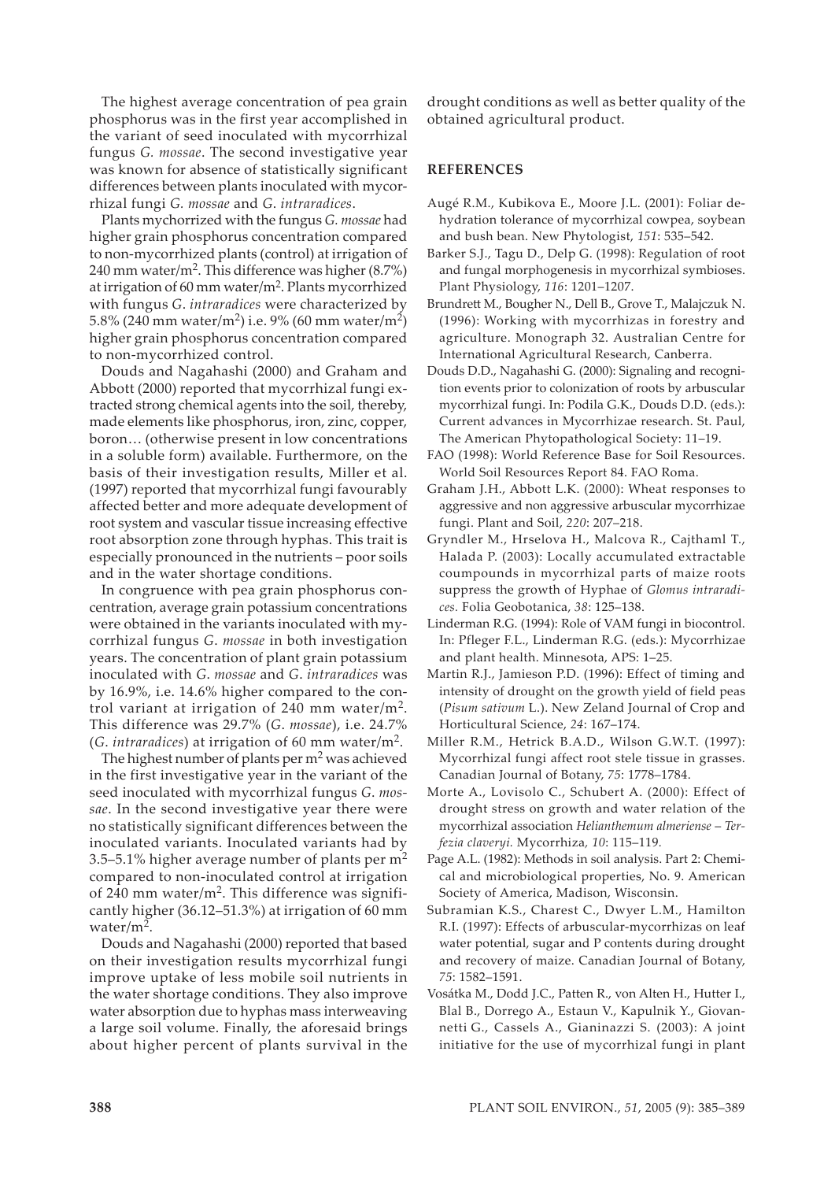The highest average concentration of pea grain phosphorus was in the first year accomplished in the variant of seed inoculated with mycorrhizal fungus *G. mossae*. The second investigative year was known for absence of statistically significant differences between plants inoculated with mycorrhizal fungi *G. mossae* and *G. intraradices*.

Plants mychorrized with the fungus *G. mossae* had higher grain phosphorus concentration compared to non-mycorrhized plants (control) at irrigation of 240 mm water/m$^2$. This difference was higher (8.7%) at irrigation of 60 mm water/m$^2$. Plants mycorrhized with fungus *G. intraradices* were characterized by 5.8% (240 mm water/m$^2$) i.e. 9% (60 mm water/m$^2$) higher grain phosphorus concentration compared to non-mycorrhized control.

Douds and Nagahashi (2000) and Graham and Abbott (2000) reported that mycorrhizal fungi extracted strong chemical agents into the soil, thereby, made elements like phosphorus, iron, zinc, copper, boron… (otherwise present in low concentrations in a soluble form) available. Furthermore, on the basis of their investigation results, Miller et al. (1997) reported that mycorrhizal fungi favourably affected better and more adequate development of root system and vascular tissue increasing effective root absorption zone through hyphas. This trait is especially pronounced in the nutrients – poor soils and in the water shortage conditions.

In congruence with pea grain phosphorus concentration, average grain potassium concentrations were obtained in the variants inoculated with mycorrhizal fungus *G. mossae* in both investigation years. The concentration of plant grain potassium inoculated with *G. mossae* and *G. intraradices* was by 16.9%, i.e. 14.6% higher compared to the control variant at irrigation of 240 mm water/m$^2$. This difference was 29.7% (*G. mossae*), i.e. 24.7% (*G. intraradices*) at irrigation of 60 mm water/m$^2$.

The highest number of plants per m$^2$ was achieved in the first investigative year in the variant of the seed inoculated with mycorrhizal fungus *G. mossae*. In the second investigative year there were no statistically significant differences between the inoculated variants. Inoculated variants had by 3.5–5.1% higher average number of plants per m$^2$ compared to non-inoculated control at irrigation of 240 mm water/m$^2$. This difference was significantly higher (36.12–51.3%) at irrigation of 60 mm water/m$^2$.

Douds and Nagahashi (2000) reported that based on their investigation results mycorrhizal fungi improve uptake of less mobile soil nutrients in the water shortage conditions. They also improve water absorption due to hyphas mass interweaving a large soil volume. Finally, the aforesaid brings about higher percent of plants survival in the drought conditions as well as better quality of the obtained agricultural product.

## REFERENCES

Augé R.M., Kubikova E., Moore J.L. (2001): Foliar dehydration tolerance of mycorrhizal cowpea, soybean and bush bean. New Phytologist, *151*: 535–542.

Barker S.J., Tagu D., Delp G. (1998): Regulation of root and fungal morphogenesis in mycorrhizal symbioses. Plant Physiology, *116*: 1201–1207.

Brundrett M., Bougher N., Dell B., Grove T., Malajczuk N. (1996): Working with mycorrhizas in forestry and agriculture. Monograph 32. Australian Centre for International Agricultural Research, Canberra.

Douds D.D., Nagahashi G. (2000): Signaling and recognition events prior to colonization of roots by arbuscular mycorrhizal fungi. In: Podila G.K., Douds D.D. (eds.): Current advances in Mycorrhizae research. St. Paul, The American Phytopathological Society: 11–19.

FAO (1998): World Reference Base for Soil Resources. World Soil Resources Report 84. FAO Roma.

Graham J.H., Abbott L.K. (2000): Wheat responses to aggressive and non aggressive arbuscular mycorrhizae fungi. Plant and Soil, *220*: 207–218.

Gryndler M., Hrselova H., Malcova R., Cajthaml T., Halada P. (2003): Locally accumulated extractable coumpounds in mycorrhizal parts of maize roots suppress the growth of Hyphae of *Glomus intraradices.* Folia Geobotanica, *38*: 125–138.

Linderman R.G. (1994): Role of VAM fungi in biocontrol. In: Pfleger F.L., Linderman R.G. (eds.): Mycorrhizae and plant health. Minnesota, APS: 1–25.

Martin R.J., Jamieson P.D. (1996): Effect of timing and intensity of drought on the growth yield of field peas (*Pisum sativum* L.). New Zeland Journal of Crop and Horticultural Science, *24*: 167–174.

Miller R.M., Hetrick B.A.D., Wilson G.W.T. (1997): Mycorrhizal fungi affect root stele tissue in grasses. Canadian Journal of Botany, *75*: 1778–1784.

Morte A., Lovisolo C., Schubert A. (2000): Effect of drought stress on growth and water relation of the mycorrhizal association *Helianthemum almeriense – Terfezia claveryi.* Mycorrhiza, *10*: 115–119.

Page A.L. (1982): Methods in soil analysis. Part 2: Chemical and microbiological properties, No. 9. American Society of America, Madison, Wisconsin.

Subramian K.S., Charest C., Dwyer L.M., Hamilton R.I. (1997): Effects of arbuscular-mycorrhizas on leaf water potential, sugar and P contents during drought and recovery of maize. Canadian Journal of Botany, *75*: 1582–1591.

Vosátka M., Dodd J.C., Patten R., von Alten H., Hutter I., Blal B., Dorrego A., Estaun V., Kapulnik Y., Giovannetti G., Cassels A., Gianinazzi S. (2003): A joint initiative for the use of mycorrhizal fungi in plant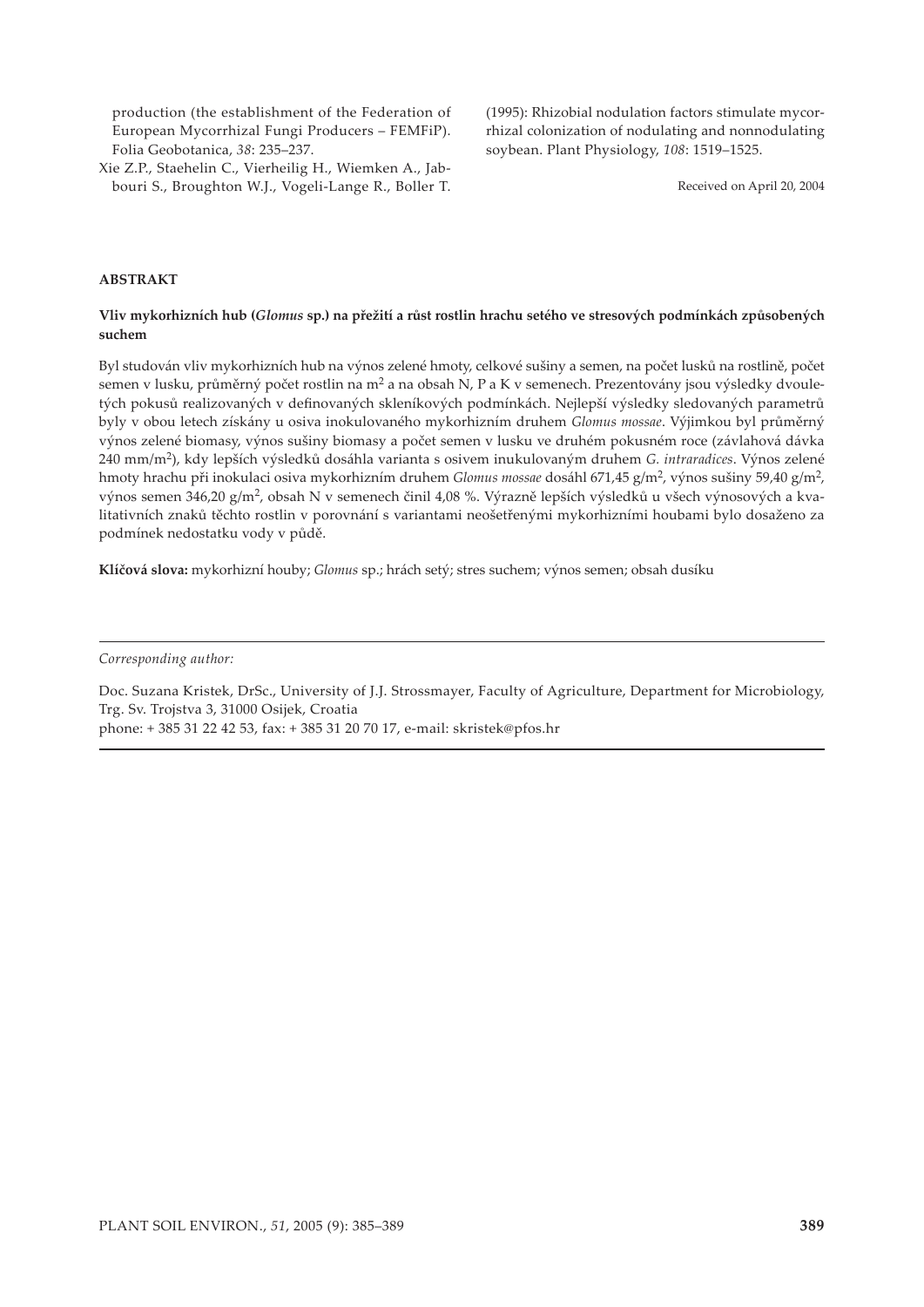production (the establishment of the Federation of European Mycorrhizal Fungi Producers – FEMFiP). Folia Geobotanica, *38*: 235–237.

Xie Z.P., Staehelin C., Vierheilig H., Wiemken A., Jabbouri S., Broughton W.J., Vogeli-Lange R., Boller T. (1995): Rhizobial nodulation factors stimulate mycorrhizal colonization of nodulating and nonnodulating soybean. Plant Physiology, *108*: 1519–1525.

Received on April 20, 2004

## ABSTRAKT

**Vliv mykorhizních hub (*Glomus* sp.) na přežití a růst rostlin hrachu setého ve stresových podmínkách způsobených suchem**

Byl studován vliv mykorhizních hub na výnos zelené hmoty, celkové sušiny a semen, na počet lusků na rostlině, počet semen v lusku, průměrný počet rostlin na m$^2$ a na obsah N, P a K v semenech. Prezentovány jsou výsledky dvouletých pokusů realizovaných v definovaných skleníkových podmínkách. Nejlepší výsledky sledovaných parametrů byly v obou letech získány u osiva inokulovaného mykorhizním druhem *Glomus mossae*. Výjimkou byl průměrný výnos zelené biomasy, výnos sušiny biomasy a počet semen v lusku ve druhém pokusném roce (závlahová dávka 240 mm/m$^2$), kdy lepších výsledků dosáhla varianta s osivem inukulovaným druhem *G. intraradices*. Výnos zelené hmoty hrachu při inokulaci osiva mykorhizním druhem *Glomus mossae* dosáhl 671,45 g/m$^2$, výnos sušiny 59,40 g/m$^2$, výnos semen 346,20 g/m$^2$, obsah N v semenech činil 4,08 %. Výrazně lepších výsledků u všech výnosových a kvalitativních znaků těchto rostlin v porovnání s variantami neošetřenými mykorhizními houbami bylo dosaženo za podmínek nedostatku vody v půdě.

**Klíčová slova:** mykorhizní houby; *Glomus* sp.; hrách setý; stres suchem; výnos semen; obsah dusíku

*Corresponding author:*

Doc. Suzana Kristek, DrSc., University of J.J. Strossmayer, Faculty of Agriculture, Department for Microbiology, Trg. Sv. Trojstva 3, 31000 Osijek, Croatia
phone: + 385 31 22 42 53, fax: + 385 31 20 70 17, e-mail: skristek@pfos.hr